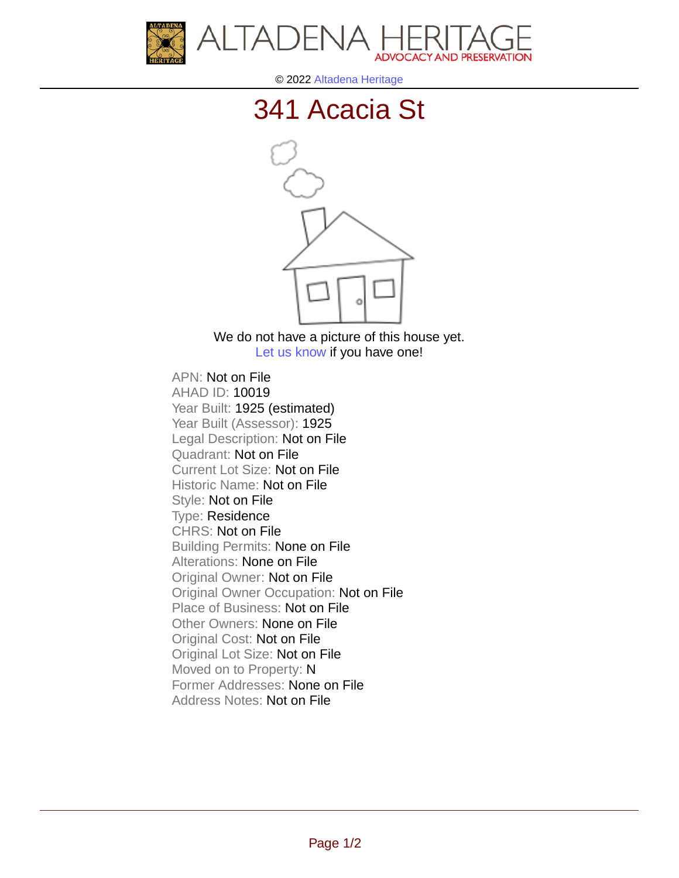ALTADENA HERITAGE
ADVOCACY AND PRESERVATION

© 2022 Altadena Heritage

# 341 Acacia St

We do not have a picture of this house yet.
Let us know if you have one!

APN: Not on File
AHAD ID: 10019
Year Built: 1925 (estimated)
Year Built (Assessor): 1925
Legal Description: Not on File
Quadrant: Not on File
Current Lot Size: Not on File
Historic Name: Not on File
Style: Not on File
Type: Residence
CHRS: Not on File
Building Permits: None on File
Alterations: None on File
Original Owner: Not on File
Original Owner Occupation: Not on File
Place of Business: Not on File
Other Owners: None on File
Original Cost: Not on File
Original Lot Size: Not on File
Moved on to Property: N
Former Addresses: None on File
Address Notes: Not on File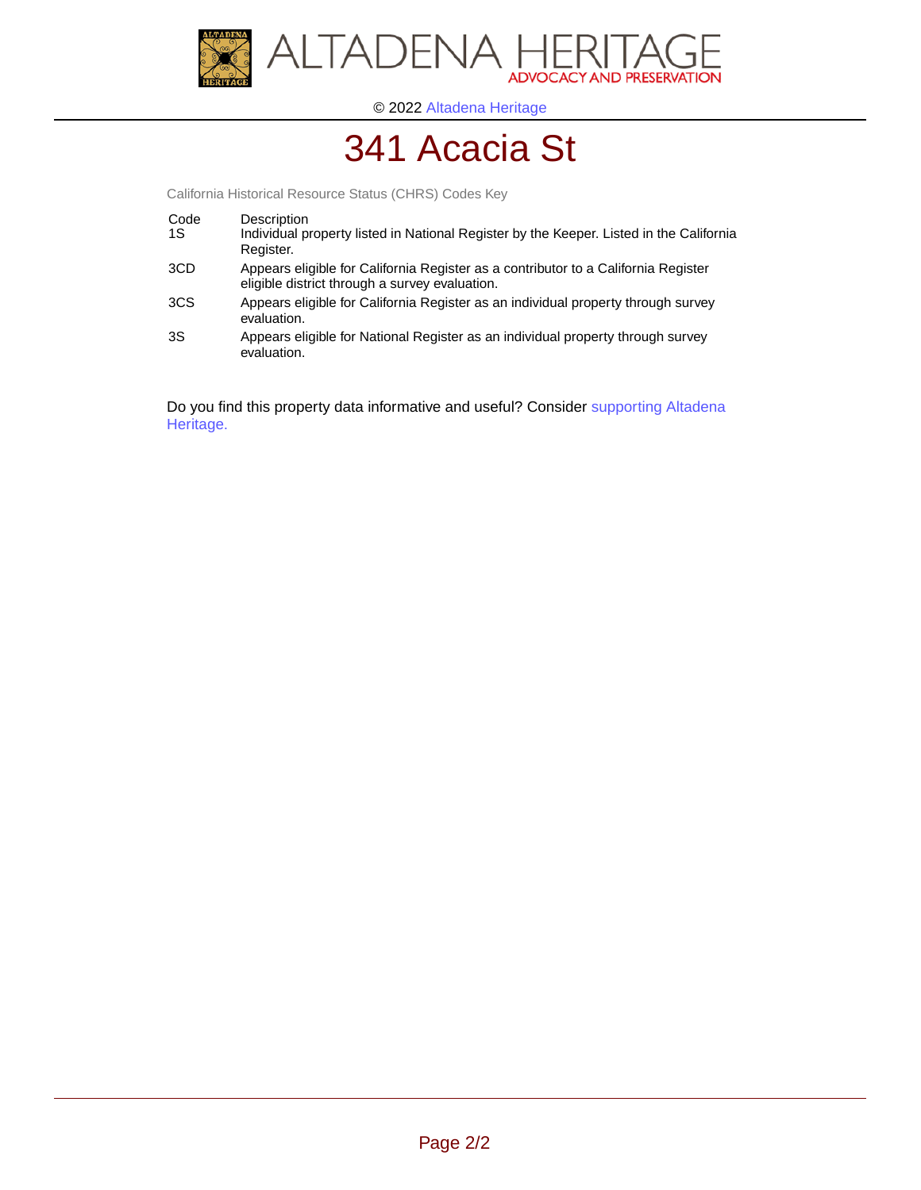© 2022 Altadena Heritage

# 341 Acacia St

California Historical Resource Status (CHRS) Codes Key

| Code | Description |
|---|---|
| 1S | Individual property listed in National Register by the Keeper. Listed in the California Register. |
| 3CD | Appears eligible for California Register as a contributor to a California Register eligible district through a survey evaluation. |
| 3CS | Appears eligible for California Register as an individual property through survey evaluation. |
| 3S | Appears eligible for National Register as an individual property through survey evaluation. |

Do you find this property data informative and useful? Consider supporting Altadena Heritage.